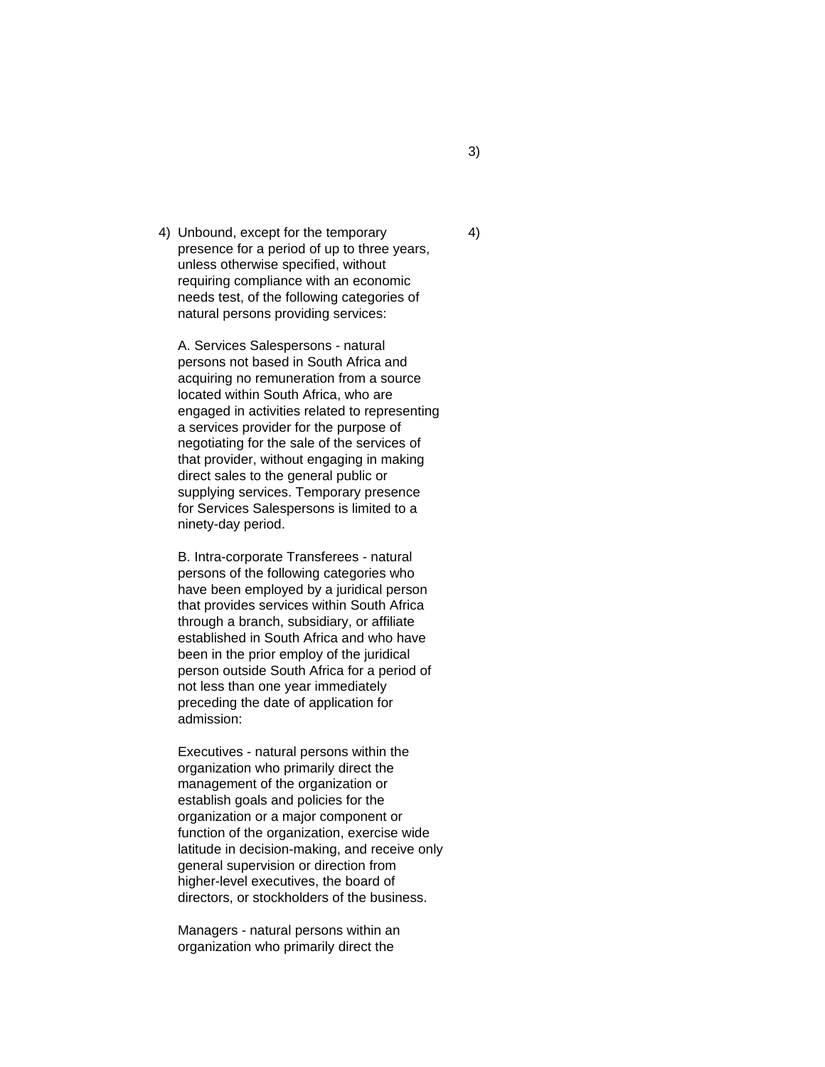| | |
|---|---|
| | 3) |
| 4) Unbound, except for the temporary presence for a period of up to three years, unless otherwise specified, without requiring compliance with an economic needs test, of the following categories of natural persons providing services:<br><br>A. Services Salespersons - natural persons not based in South Africa and acquiring no remuneration from a source located within South Africa, who are engaged in activities related to representing a services provider for the purpose of negotiating for the sale of the services of that provider, without engaging in making direct sales to the general public or supplying services. Temporary presence for Services Salespersons is limited to a ninety-day period.<br><br>B. Intra-corporate Transferees - natural persons of the following categories who have been employed by a juridical person that provides services within South Africa through a branch, subsidiary, or affiliate established in South Africa and who have been in the prior employ of the juridical person outside South Africa for a period of not less than one year immediately preceding the date of application for admission:<br><br>Executives - natural persons within the organization who primarily direct the management of the organization or establish goals and policies for the organization or a major component or function of the organization, exercise wide latitude in decision-making, and receive only general supervision or direction from higher-level executives, the board of directors, or stockholders of the business.<br><br>Managers - natural persons within an organization who primarily direct the | 4) |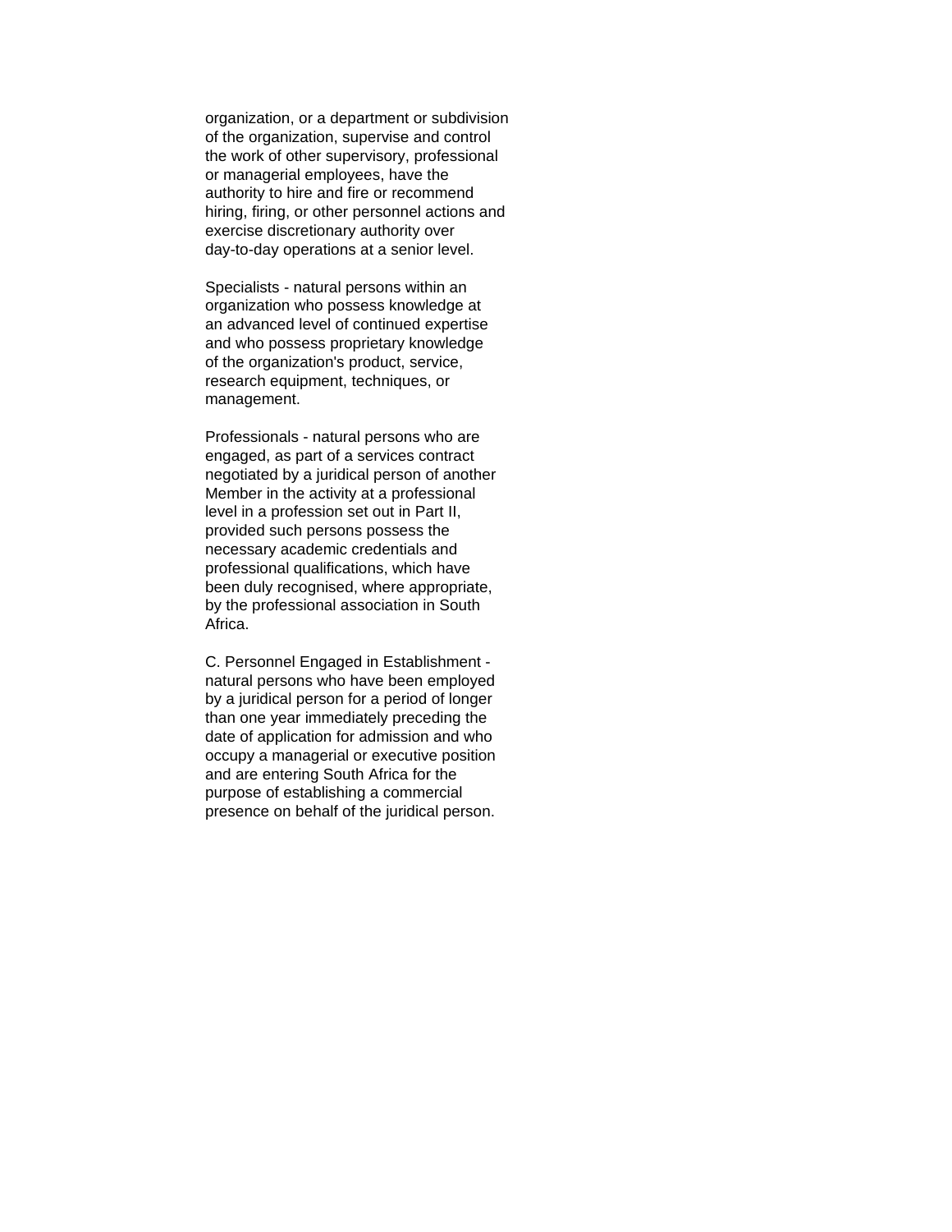organization, or a department or subdivision of the organization, supervise and control the work of other supervisory, professional or managerial employees, have the authority to hire and fire or recommend hiring, firing, or other personnel actions and exercise discretionary authority over day-to-day operations at a senior level.

Specialists - natural persons within an organization who possess knowledge at an advanced level of continued expertise and who possess proprietary knowledge of the organization's product, service, research equipment, techniques, or management.

Professionals - natural persons who are engaged, as part of a services contract negotiated by a juridical person of another Member in the activity at a professional level in a profession set out in Part II, provided such persons possess the necessary academic credentials and professional qualifications, which have been duly recognised, where appropriate, by the professional association in South Africa.

C. Personnel Engaged in Establishment - natural persons who have been employed by a juridical person for a period of longer than one year immediately preceding the date of application for admission and who occupy a managerial or executive position and are entering South Africa for the purpose of establishing a commercial presence on behalf of the juridical person.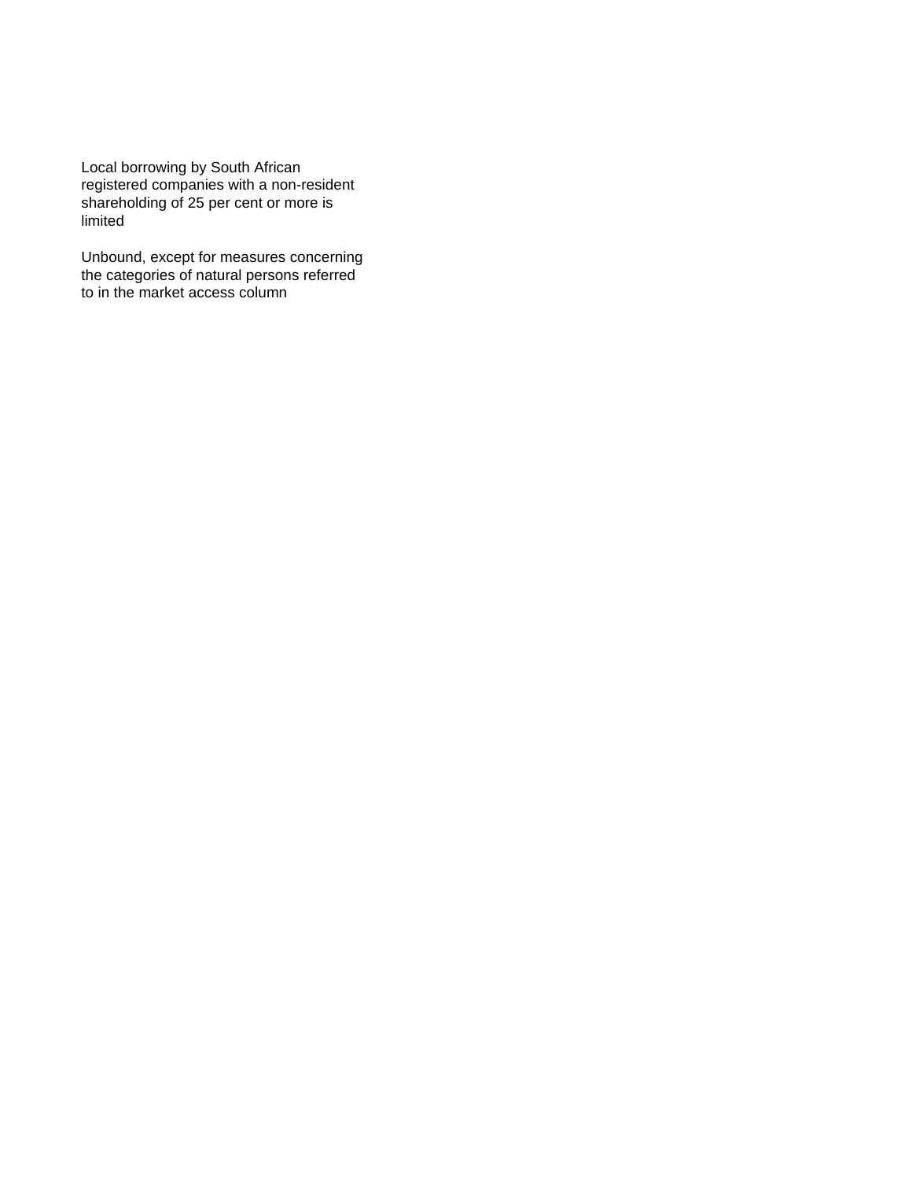Local borrowing by South African registered companies with a non-resident shareholding of 25 per cent or more is limited

Unbound, except for measures concerning the categories of natural persons referred to in the market access column